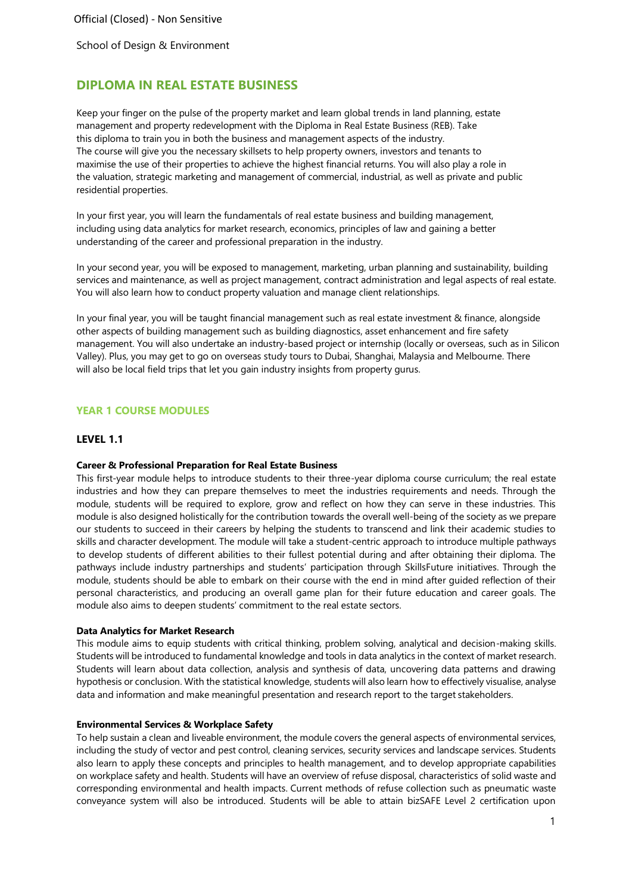# DIPLOMA IN REAL ESTATE BUSINESS

Keep your finger on the pulse of the property market and learn global trends in land planning, estate management and property redevelopment with the Diploma in Real Estate Business (REB). Take this diploma to train you in both the business and management aspects of the industry. The course will give you the necessary skillsets to help property owners, investors and tenants to maximise the use of their properties to achieve the highest financial returns. You will also play a role in the valuation, strategic marketing and management of commercial, industrial, as well as private and public residential properties.

In your first year, you will learn the fundamentals of real estate business and building management, including using data analytics for market research, economics, principles of law and gaining a better understanding of the career and professional preparation in the industry.

In your second year, you will be exposed to management, marketing, urban planning and sustainability, building services and maintenance, as well as project management, contract administration and legal aspects of real estate. You will also learn how to conduct property valuation and manage client relationships.

In your final year, you will be taught financial management such as real estate investment & finance, alongside other aspects of building management such as building diagnostics, asset enhancement and fire safety management. You will also undertake an industry-based project or internship (locally or overseas, such as in Silicon Valley). Plus, you may get to go on overseas study tours to Dubai, Shanghai, Malaysia and Melbourne. There will also be local field trips that let you gain industry insights from property gurus.

## YEAR 1 COURSE MODULES

### LEVEL 1.1

**Career & Professional Preparation for Real Estate Business**

This first-year module helps to introduce students to their three-year diploma course curriculum; the real estate industries and how they can prepare themselves to meet the industries requirements and needs. Through the module, students will be required to explore, grow and reflect on how they can serve in these industries. This module is also designed holistically for the contribution towards the overall well-being of the society as we prepare our students to succeed in their careers by helping the students to transcend and link their academic studies to skills and character development. The module will take a student-centric approach to introduce multiple pathways to develop students of different abilities to their fullest potential during and after obtaining their diploma. The pathways include industry partnerships and students' participation through SkillsFuture initiatives. Through the module, students should be able to embark on their course with the end in mind after guided reflection of their personal characteristics, and producing an overall game plan for their future education and career goals. The module also aims to deepen students' commitment to the real estate sectors.

**Data Analytics for Market Research**

This module aims to equip students with critical thinking, problem solving, analytical and decision-making skills. Students will be introduced to fundamental knowledge and tools in data analytics in the context of market research. Students will learn about data collection, analysis and synthesis of data, uncovering data patterns and drawing hypothesis or conclusion. With the statistical knowledge, students will also learn how to effectively visualise, analyse data and information and make meaningful presentation and research report to the target stakeholders.

**Environmental Services & Workplace Safety**

To help sustain a clean and liveable environment, the module covers the general aspects of environmental services, including the study of vector and pest control, cleaning services, security services and landscape services. Students also learn to apply these concepts and principles to health management, and to develop appropriate capabilities on workplace safety and health. Students will have an overview of refuse disposal, characteristics of solid waste and corresponding environmental and health impacts. Current methods of refuse collection such as pneumatic waste conveyance system will also be introduced. Students will be able to attain bizSAFE Level 2 certification upon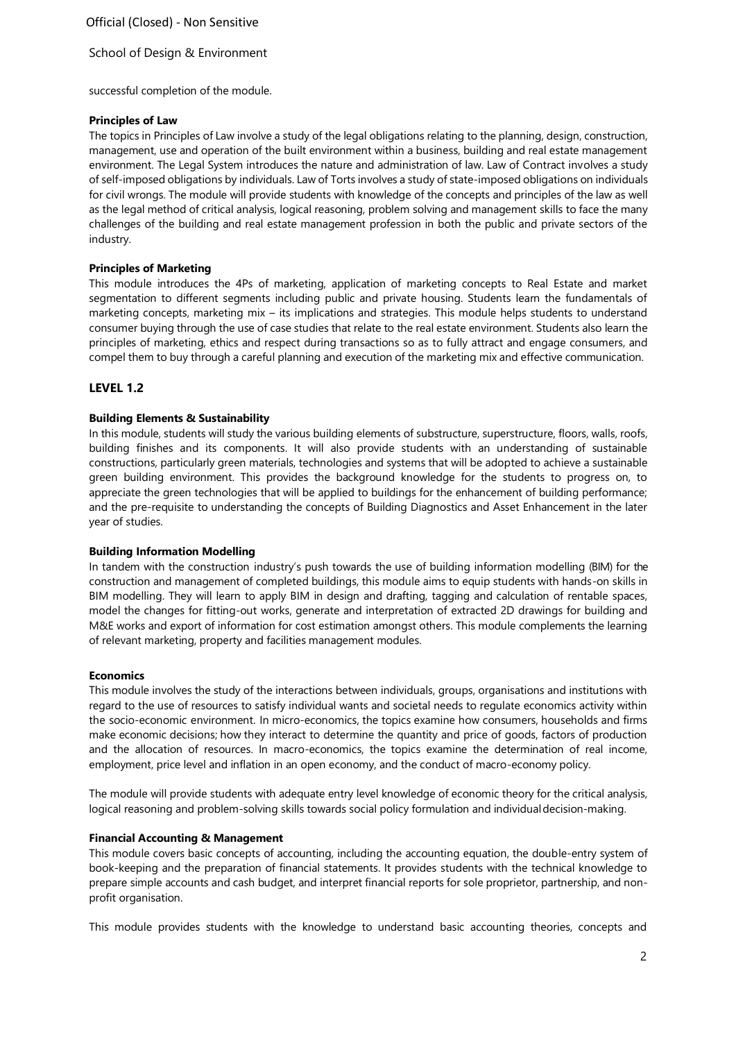successful completion of the module.

**Principles of Law**

The topics in Principles of Law involve a study of the legal obligations relating to the planning, design, construction, management, use and operation of the built environment within a business, building and real estate management environment. The Legal System introduces the nature and administration of law. Law of Contract involves a study of self-imposed obligations by individuals. Law of Torts involves a study of state-imposed obligations on individuals for civil wrongs. The module will provide students with knowledge of the concepts and principles of the law as well as the legal method of critical analysis, logical reasoning, problem solving and management skills to face the many challenges of the building and real estate management profession in both the public and private sectors of the industry.

**Principles of Marketing**

This module introduces the 4Ps of marketing, application of marketing concepts to Real Estate and market segmentation to different segments including public and private housing. Students learn the fundamentals of marketing concepts, marketing mix – its implications and strategies. This module helps students to understand consumer buying through the use of case studies that relate to the real estate environment. Students also learn the principles of marketing, ethics and respect during transactions so as to fully attract and engage consumers, and compel them to buy through a careful planning and execution of the marketing mix and effective communication.

## LEVEL 1.2

**Building Elements & Sustainability**

In this module, students will study the various building elements of substructure, superstructure, floors, walls, roofs, building finishes and its components. It will also provide students with an understanding of sustainable constructions, particularly green materials, technologies and systems that will be adopted to achieve a sustainable green building environment. This provides the background knowledge for the students to progress on, to appreciate the green technologies that will be applied to buildings for the enhancement of building performance; and the pre-requisite to understanding the concepts of Building Diagnostics and Asset Enhancement in the later year of studies.

**Building Information Modelling**

In tandem with the construction industry's push towards the use of building information modelling (BIM) for the construction and management of completed buildings, this module aims to equip students with hands-on skills in BIM modelling. They will learn to apply BIM in design and drafting, tagging and calculation of rentable spaces, model the changes for fitting-out works, generate and interpretation of extracted 2D drawings for building and M&E works and export of information for cost estimation amongst others. This module complements the learning of relevant marketing, property and facilities management modules.

**Economics**

This module involves the study of the interactions between individuals, groups, organisations and institutions with regard to the use of resources to satisfy individual wants and societal needs to regulate economics activity within the socio-economic environment. In micro-economics, the topics examine how consumers, households and firms make economic decisions; how they interact to determine the quantity and price of goods, factors of production and the allocation of resources. In macro-economics, the topics examine the determination of real income, employment, price level and inflation in an open economy, and the conduct of macro-economy policy.

The module will provide students with adequate entry level knowledge of economic theory for the critical analysis, logical reasoning and problem-solving skills towards social policy formulation and individual decision-making.

**Financial Accounting & Management**

This module covers basic concepts of accounting, including the accounting equation, the double-entry system of book-keeping and the preparation of financial statements. It provides students with the technical knowledge to prepare simple accounts and cash budget, and interpret financial reports for sole proprietor, partnership, and non-profit organisation.

This module provides students with the knowledge to understand basic accounting theories, concepts and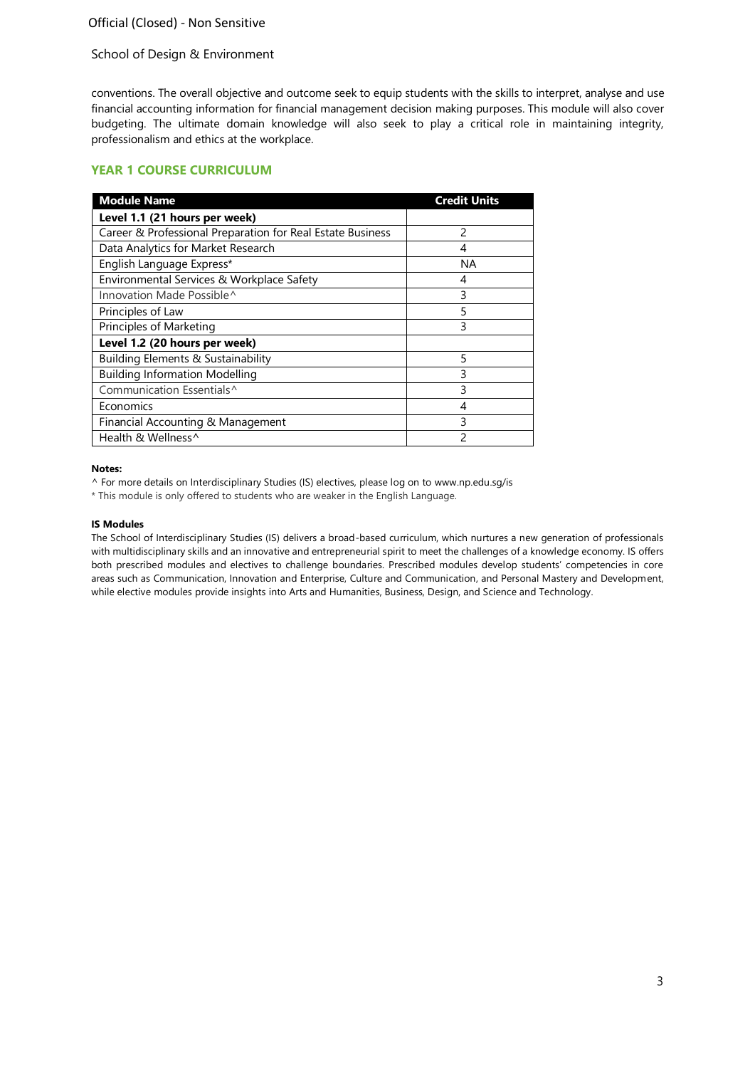conventions. The overall objective and outcome seek to equip students with the skills to interpret, analyse and use financial accounting information for financial management decision making purposes. This module will also cover budgeting. The ultimate domain knowledge will also seek to play a critical role in maintaining integrity, professionalism and ethics at the workplace.

## YEAR 1 COURSE CURRICULUM

| Module Name | Credit Units |
|---|---|
| **Level 1.1 (21 hours per week)** | |
| Career & Professional Preparation for Real Estate Business | 2 |
| Data Analytics for Market Research | 4 |
| English Language Express* | NA |
| Environmental Services & Workplace Safety | 4 |
| Innovation Made Possible^ | 3 |
| Principles of Law | 5 |
| Principles of Marketing | 3 |
| **Level 1.2 (20 hours per week)** | |
| Building Elements & Sustainability | 5 |
| Building Information Modelling | 3 |
| Communication Essentials^ | 3 |
| Economics | 4 |
| Financial Accounting & Management | 3 |
| Health & Wellness^ | 2 |

**Notes:**

^ For more details on Interdisciplinary Studies (IS) electives, please log on to www.np.edu.sg/is

* This module is only offered to students who are weaker in the English Language.

**IS Modules**

The School of Interdisciplinary Studies (IS) delivers a broad-based curriculum, which nurtures a new generation of professionals with multidisciplinary skills and an innovative and entrepreneurial spirit to meet the challenges of a knowledge economy. IS offers both prescribed modules and electives to challenge boundaries. Prescribed modules develop students' competencies in core areas such as Communication, Innovation and Enterprise, Culture and Communication, and Personal Mastery and Development, while elective modules provide insights into Arts and Humanities, Business, Design, and Science and Technology.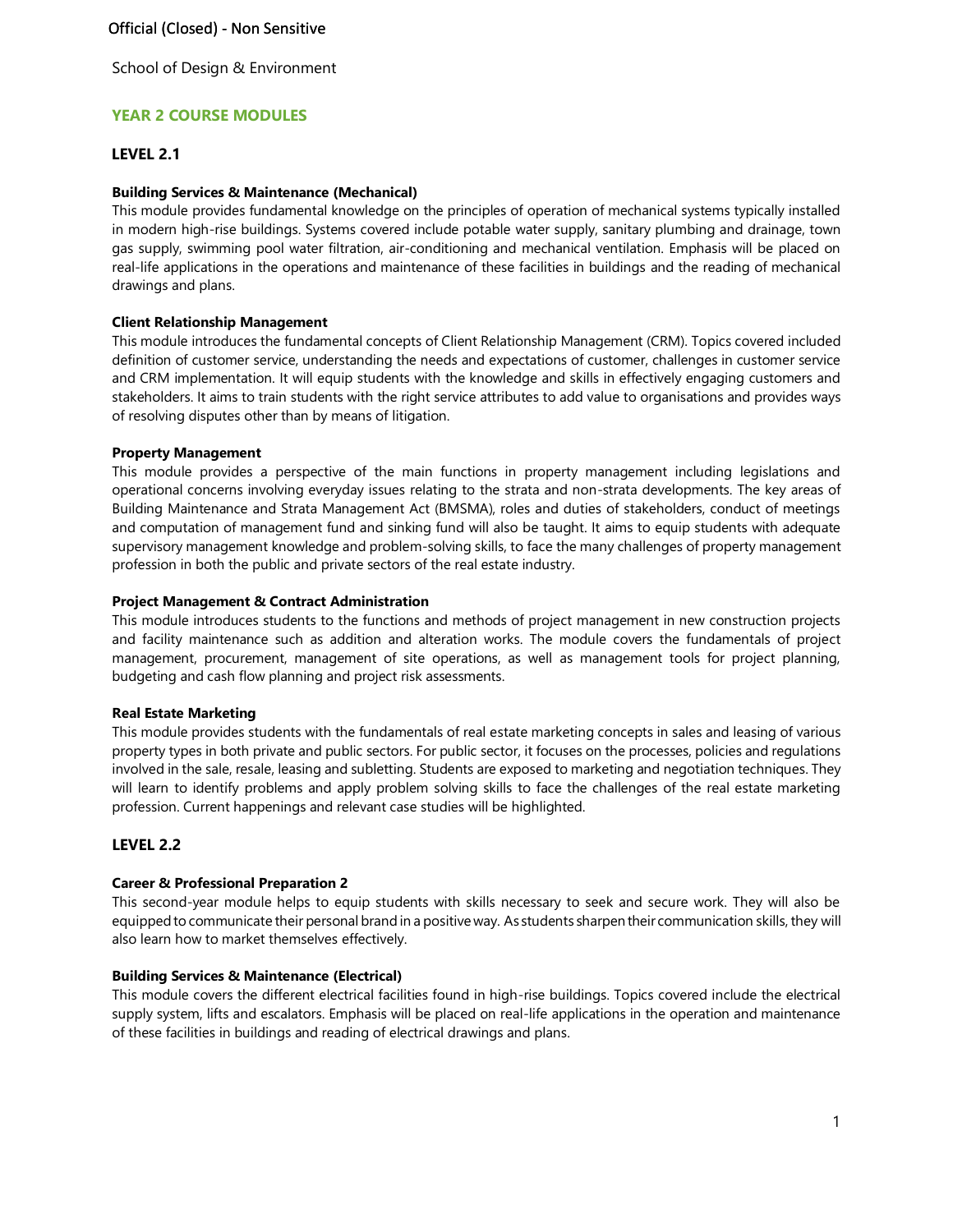School of Design & Environment

## YEAR 2 COURSE MODULES

### LEVEL 2.1

**Building Services & Maintenance (Mechanical)**

This module provides fundamental knowledge on the principles of operation of mechanical systems typically installed in modern high-rise buildings. Systems covered include potable water supply, sanitary plumbing and drainage, town gas supply, swimming pool water filtration, air-conditioning and mechanical ventilation. Emphasis will be placed on real-life applications in the operations and maintenance of these facilities in buildings and the reading of mechanical drawings and plans.

**Client Relationship Management**

This module introduces the fundamental concepts of Client Relationship Management (CRM). Topics covered included definition of customer service, understanding the needs and expectations of customer, challenges in customer service and CRM implementation. It will equip students with the knowledge and skills in effectively engaging customers and stakeholders. It aims to train students with the right service attributes to add value to organisations and provides ways of resolving disputes other than by means of litigation.

**Property Management**

This module provides a perspective of the main functions in property management including legislations and operational concerns involving everyday issues relating to the strata and non-strata developments. The key areas of Building Maintenance and Strata Management Act (BMSMA), roles and duties of stakeholders, conduct of meetings and computation of management fund and sinking fund will also be taught. It aims to equip students with adequate supervisory management knowledge and problem-solving skills, to face the many challenges of property management profession in both the public and private sectors of the real estate industry.

**Project Management & Contract Administration**

This module introduces students to the functions and methods of project management in new construction projects and facility maintenance such as addition and alteration works. The module covers the fundamentals of project management, procurement, management of site operations, as well as management tools for project planning, budgeting and cash flow planning and project risk assessments.

**Real Estate Marketing**

This module provides students with the fundamentals of real estate marketing concepts in sales and leasing of various property types in both private and public sectors. For public sector, it focuses on the processes, policies and regulations involved in the sale, resale, leasing and subletting. Students are exposed to marketing and negotiation techniques. They will learn to identify problems and apply problem solving skills to face the challenges of the real estate marketing profession. Current happenings and relevant case studies will be highlighted.

### LEVEL 2.2

**Career & Professional Preparation 2**

This second-year module helps to equip students with skills necessary to seek and secure work. They will also be equipped to communicate their personal brand in a positive way. As students sharpen their communication skills, they will also learn how to market themselves effectively.

**Building Services & Maintenance (Electrical)**

This module covers the different electrical facilities found in high-rise buildings. Topics covered include the electrical supply system, lifts and escalators. Emphasis will be placed on real-life applications in the operation and maintenance of these facilities in buildings and reading of electrical drawings and plans.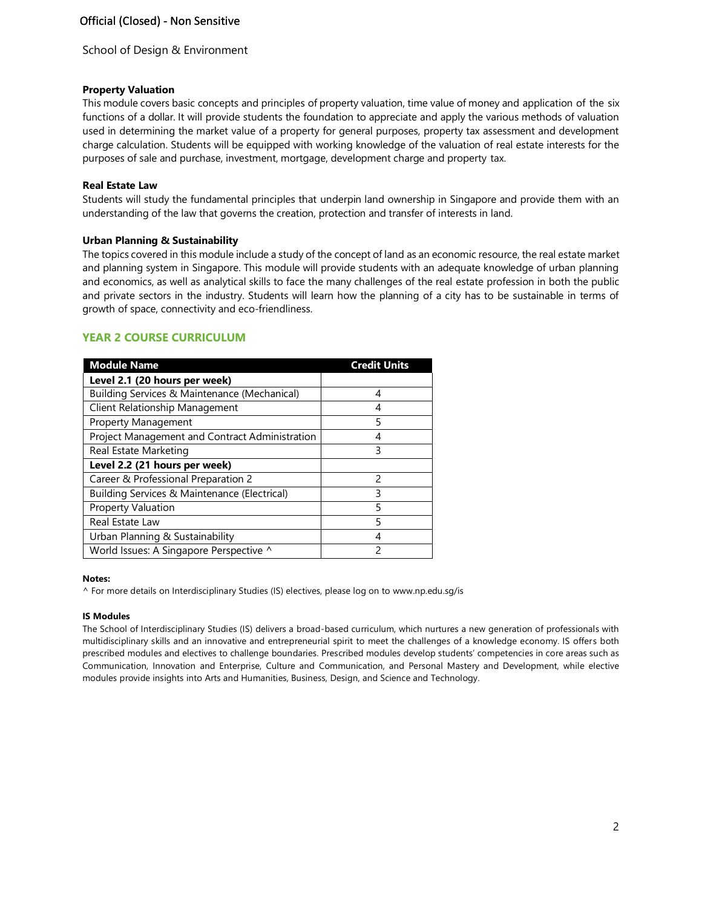**Property Valuation**

This module covers basic concepts and principles of property valuation, time value of money and application of the six functions of a dollar. It will provide students the foundation to appreciate and apply the various methods of valuation used in determining the market value of a property for general purposes, property tax assessment and development charge calculation. Students will be equipped with working knowledge of the valuation of real estate interests for the purposes of sale and purchase, investment, mortgage, development charge and property tax.

**Real Estate Law**

Students will study the fundamental principles that underpin land ownership in Singapore and provide them with an understanding of the law that governs the creation, protection and transfer of interests in land.

**Urban Planning & Sustainability**

The topics covered in this module include a study of the concept of land as an economic resource, the real estate market and planning system in Singapore. This module will provide students with an adequate knowledge of urban planning and economics, as well as analytical skills to face the many challenges of the real estate profession in both the public and private sectors in the industry. Students will learn how the planning of a city has to be sustainable in terms of growth of space, connectivity and eco-friendliness.

## YEAR 2 COURSE CURRICULUM

| Module Name | Credit Units |
|---|---|
| **Level 2.1 (20 hours per week)** | |
| Building Services & Maintenance (Mechanical) | 4 |
| Client Relationship Management | 4 |
| Property Management | 5 |
| Project Management and Contract Administration | 4 |
| Real Estate Marketing | 3 |
| **Level 2.2 (21 hours per week)** | |
| Career & Professional Preparation 2 | 2 |
| Building Services & Maintenance (Electrical) | 3 |
| Property Valuation | 5 |
| Real Estate Law | 5 |
| Urban Planning & Sustainability | 4 |
| World Issues: A Singapore Perspective ^ | 2 |

**Notes:**

^ For more details on Interdisciplinary Studies (IS) electives, please log on to www.np.edu.sg/is

**IS Modules**

The School of Interdisciplinary Studies (IS) delivers a broad-based curriculum, which nurtures a new generation of professionals with multidisciplinary skills and an innovative and entrepreneurial spirit to meet the challenges of a knowledge economy. IS offers both prescribed modules and electives to challenge boundaries. Prescribed modules develop students' competencies in core areas such as Communication, Innovation and Enterprise, Culture and Communication, and Personal Mastery and Development, while elective modules provide insights into Arts and Humanities, Business, Design, and Science and Technology.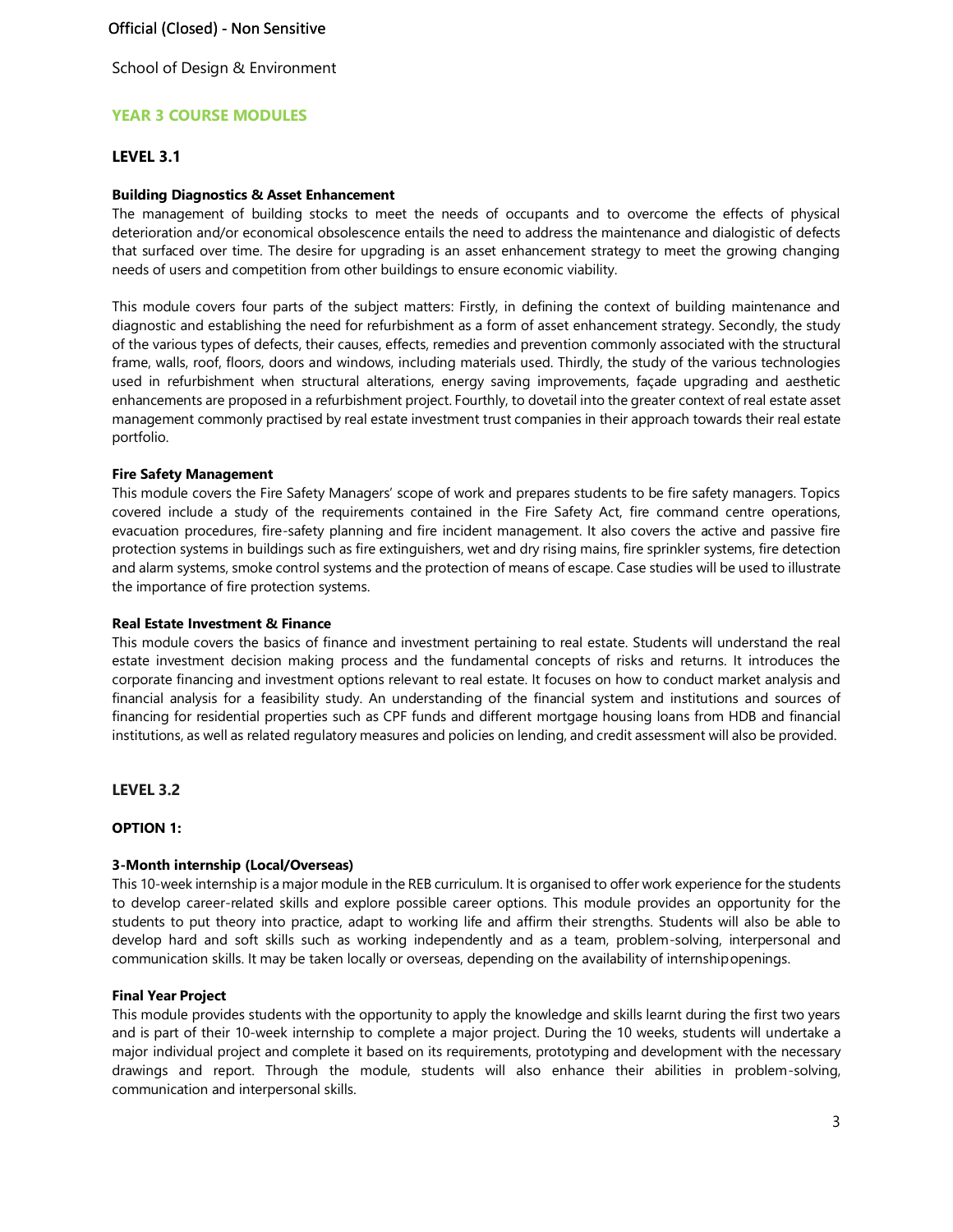School of Design & Environment

## YEAR 3 COURSE MODULES

### LEVEL 3.1

**Building Diagnostics & Asset Enhancement**

The management of building stocks to meet the needs of occupants and to overcome the effects of physical deterioration and/or economical obsolescence entails the need to address the maintenance and dialogistic of defects that surfaced over time. The desire for upgrading is an asset enhancement strategy to meet the growing changing needs of users and competition from other buildings to ensure economic viability.

This module covers four parts of the subject matters: Firstly, in defining the context of building maintenance and diagnostic and establishing the need for refurbishment as a form of asset enhancement strategy. Secondly, the study of the various types of defects, their causes, effects, remedies and prevention commonly associated with the structural frame, walls, roof, floors, doors and windows, including materials used. Thirdly, the study of the various technologies used in refurbishment when structural alterations, energy saving improvements, façade upgrading and aesthetic enhancements are proposed in a refurbishment project. Fourthly, to dovetail into the greater context of real estate asset management commonly practised by real estate investment trust companies in their approach towards their real estate portfolio.

**Fire Safety Management**

This module covers the Fire Safety Managers' scope of work and prepares students to be fire safety managers. Topics covered include a study of the requirements contained in the Fire Safety Act, fire command centre operations, evacuation procedures, fire-safety planning and fire incident management. It also covers the active and passive fire protection systems in buildings such as fire extinguishers, wet and dry rising mains, fire sprinkler systems, fire detection and alarm systems, smoke control systems and the protection of means of escape. Case studies will be used to illustrate the importance of fire protection systems.

**Real Estate Investment & Finance**

This module covers the basics of finance and investment pertaining to real estate. Students will understand the real estate investment decision making process and the fundamental concepts of risks and returns. It introduces the corporate financing and investment options relevant to real estate. It focuses on how to conduct market analysis and financial analysis for a feasibility study. An understanding of the financial system and institutions and sources of financing for residential properties such as CPF funds and different mortgage housing loans from HDB and financial institutions, as well as related regulatory measures and policies on lending, and credit assessment will also be provided.

### LEVEL 3.2

**OPTION 1:**

**3-Month internship (Local/Overseas)**

This 10-week internship is a major module in the REB curriculum. It is organised to offer work experience for the students to develop career-related skills and explore possible career options. This module provides an opportunity for the students to put theory into practice, adapt to working life and affirm their strengths. Students will also be able to develop hard and soft skills such as working independently and as a team, problem-solving, interpersonal and communication skills. It may be taken locally or overseas, depending on the availability of internship openings.

**Final Year Project**

This module provides students with the opportunity to apply the knowledge and skills learnt during the first two years and is part of their 10-week internship to complete a major project. During the 10 weeks, students will undertake a major individual project and complete it based on its requirements, prototyping and development with the necessary drawings and report. Through the module, students will also enhance their abilities in problem-solving, communication and interpersonal skills.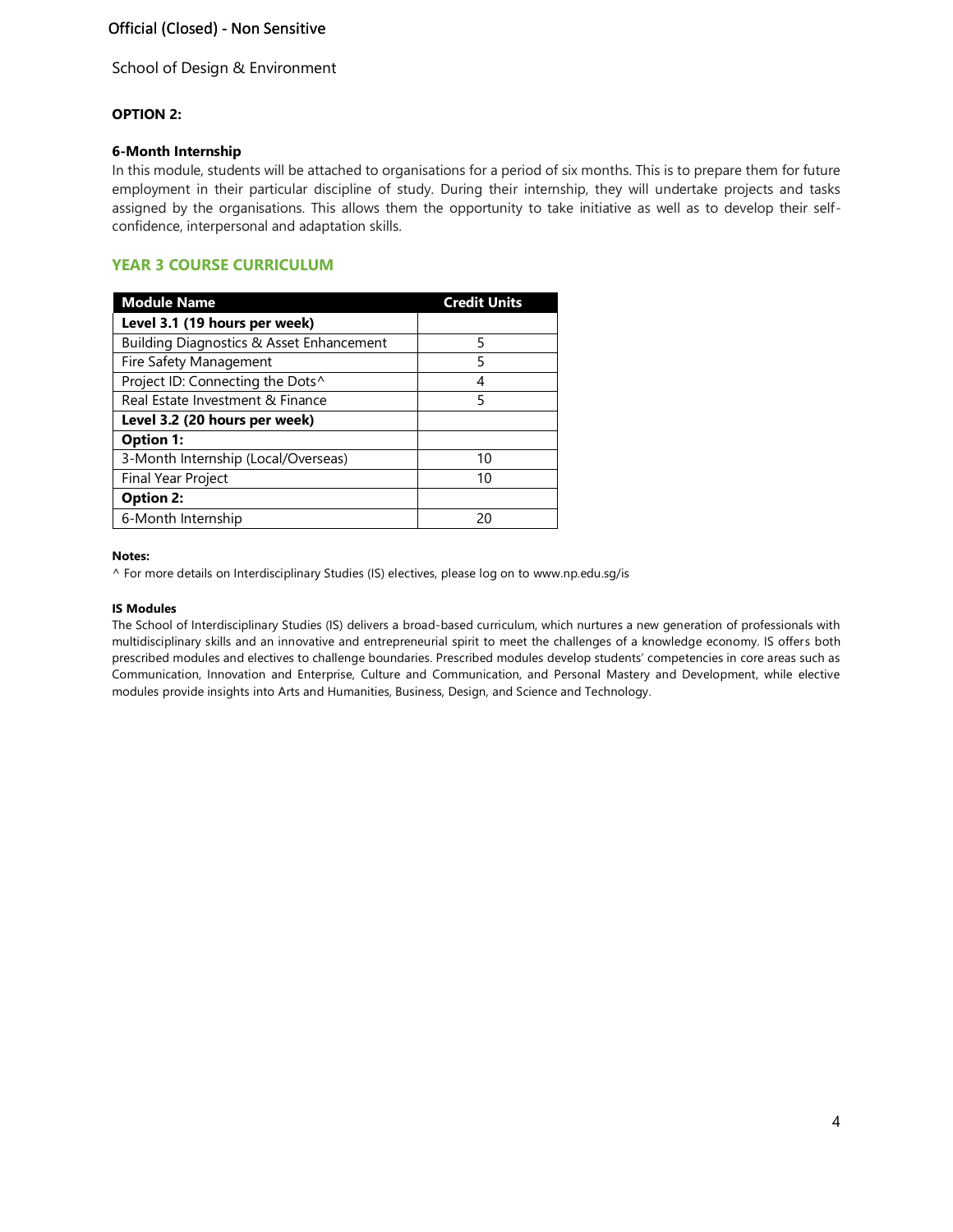**OPTION 2:**

**6-Month Internship**

In this module, students will be attached to organisations for a period of six months. This is to prepare them for future employment in their particular discipline of study. During their internship, they will undertake projects and tasks assigned by the organisations. This allows them the opportunity to take initiative as well as to develop their self-confidence, interpersonal and adaptation skills.

## YEAR 3 COURSE CURRICULUM

| Module Name | Credit Units |
|---|---|
| **Level 3.1 (19 hours per week)** | |
| Building Diagnostics & Asset Enhancement | 5 |
| Fire Safety Management | 5 |
| Project ID: Connecting the Dots^ | 4 |
| Real Estate Investment & Finance | 5 |
| **Level 3.2 (20 hours per week)** | |
| **Option 1:** | |
| 3-Month Internship (Local/Overseas) | 10 |
| Final Year Project | 10 |
| **Option 2:** | |
| 6-Month Internship | 20 |

**Notes:**

^ For more details on Interdisciplinary Studies (IS) electives, please log on to www.np.edu.sg/is

**IS Modules**

The School of Interdisciplinary Studies (IS) delivers a broad-based curriculum, which nurtures a new generation of professionals with multidisciplinary skills and an innovative and entrepreneurial spirit to meet the challenges of a knowledge economy. IS offers both prescribed modules and electives to challenge boundaries. Prescribed modules develop students' competencies in core areas such as Communication, Innovation and Enterprise, Culture and Communication, and Personal Mastery and Development, while elective modules provide insights into Arts and Humanities, Business, Design, and Science and Technology.